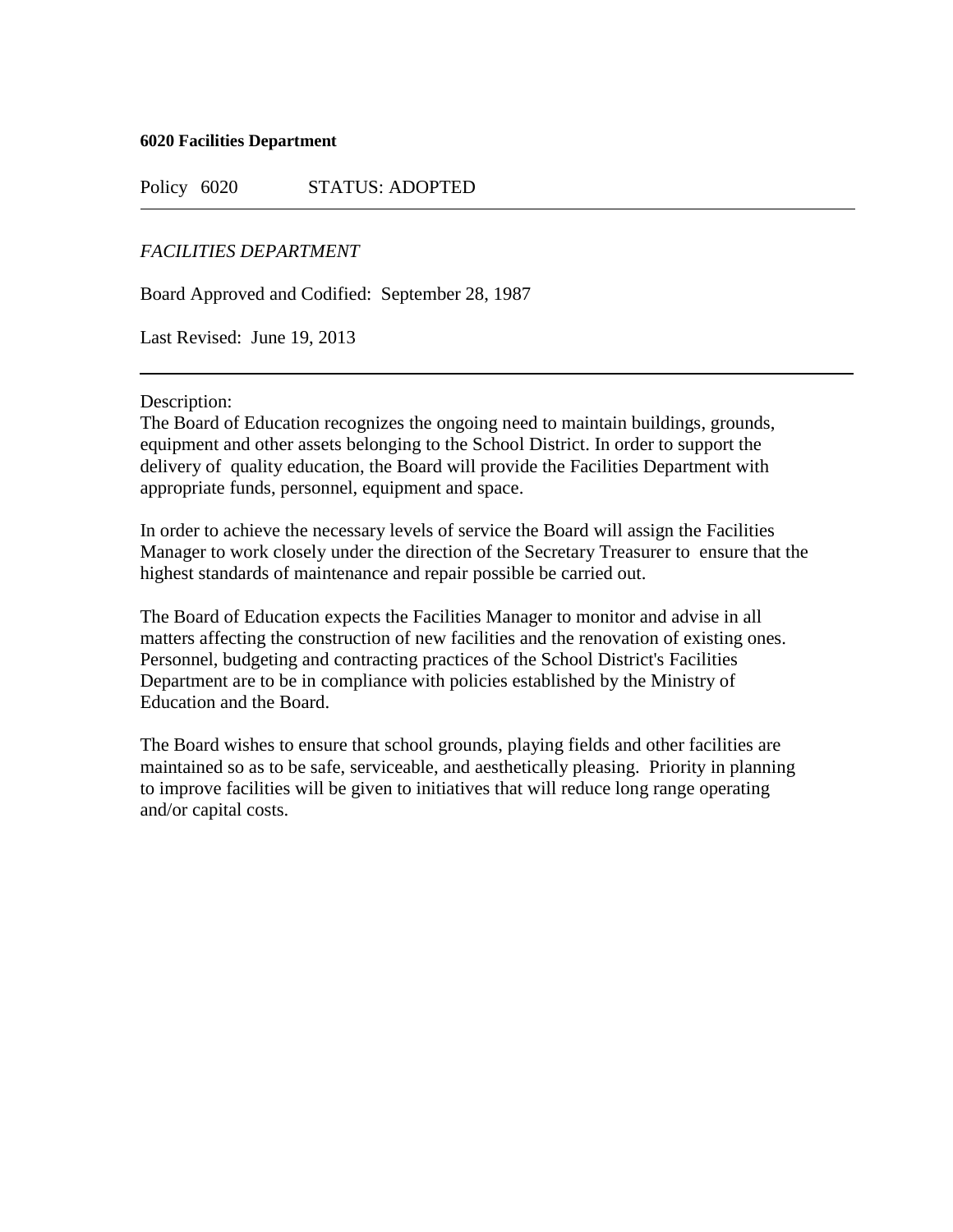**6020 Facilities Department**

Policy 6020 STATUS: ADOPTED

---

*FACILITIES DEPARTMENT*

Board Approved and Codified: September 28, 1987

Last Revised: June 19, 2013

---

Description:
The Board of Education recognizes the ongoing need to maintain buildings, grounds, equipment and other assets belonging to the School District. In order to support the delivery of quality education, the Board will provide the Facilities Department with appropriate funds, personnel, equipment and space.

In order to achieve the necessary levels of service the Board will assign the Facilities Manager to work closely under the direction of the Secretary Treasurer to ensure that the highest standards of maintenance and repair possible be carried out.

The Board of Education expects the Facilities Manager to monitor and advise in all matters affecting the construction of new facilities and the renovation of existing ones. Personnel, budgeting and contracting practices of the School District's Facilities Department are to be in compliance with policies established by the Ministry of Education and the Board.

The Board wishes to ensure that school grounds, playing fields and other facilities are maintained so as to be safe, serviceable, and aesthetically pleasing. Priority in planning to improve facilities will be given to initiatives that will reduce long range operating and/or capital costs.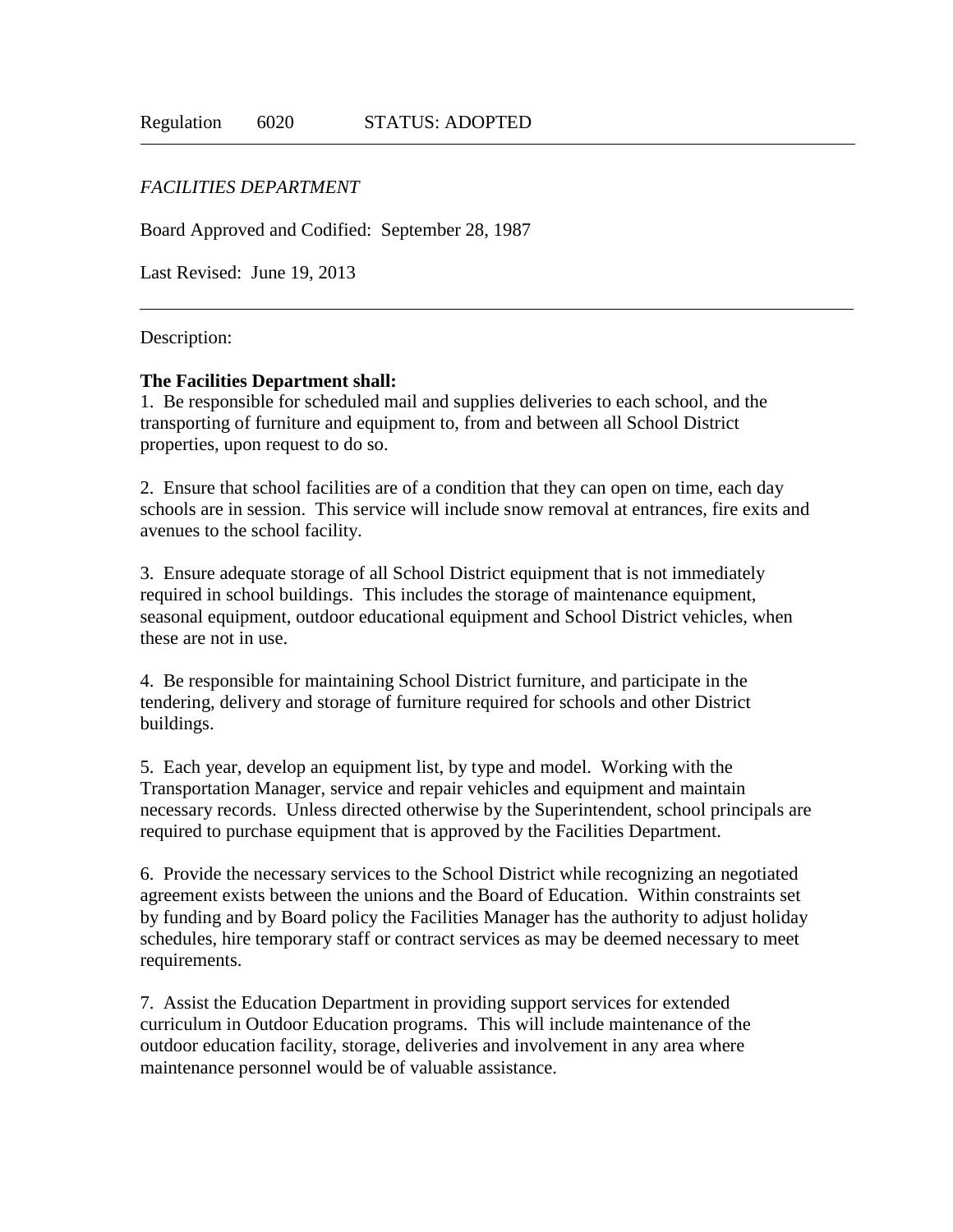Regulation 6020 STATUS: ADOPTED

---

*FACILITIES DEPARTMENT*

Board Approved and Codified: September 28, 1987

Last Revised: June 19, 2013

---

Description:

**The Facilities Department shall:**

1. Be responsible for scheduled mail and supplies deliveries to each school, and the transporting of furniture and equipment to, from and between all School District properties, upon request to do so.

2. Ensure that school facilities are of a condition that they can open on time, each day schools are in session. This service will include snow removal at entrances, fire exits and avenues to the school facility.

3. Ensure adequate storage of all School District equipment that is not immediately required in school buildings. This includes the storage of maintenance equipment, seasonal equipment, outdoor educational equipment and School District vehicles, when these are not in use.

4. Be responsible for maintaining School District furniture, and participate in the tendering, delivery and storage of furniture required for schools and other District buildings.

5. Each year, develop an equipment list, by type and model. Working with the Transportation Manager, service and repair vehicles and equipment and maintain necessary records. Unless directed otherwise by the Superintendent, school principals are required to purchase equipment that is approved by the Facilities Department.

6. Provide the necessary services to the School District while recognizing an negotiated agreement exists between the unions and the Board of Education. Within constraints set by funding and by Board policy the Facilities Manager has the authority to adjust holiday schedules, hire temporary staff or contract services as may be deemed necessary to meet requirements.

7. Assist the Education Department in providing support services for extended curriculum in Outdoor Education programs. This will include maintenance of the outdoor education facility, storage, deliveries and involvement in any area where maintenance personnel would be of valuable assistance.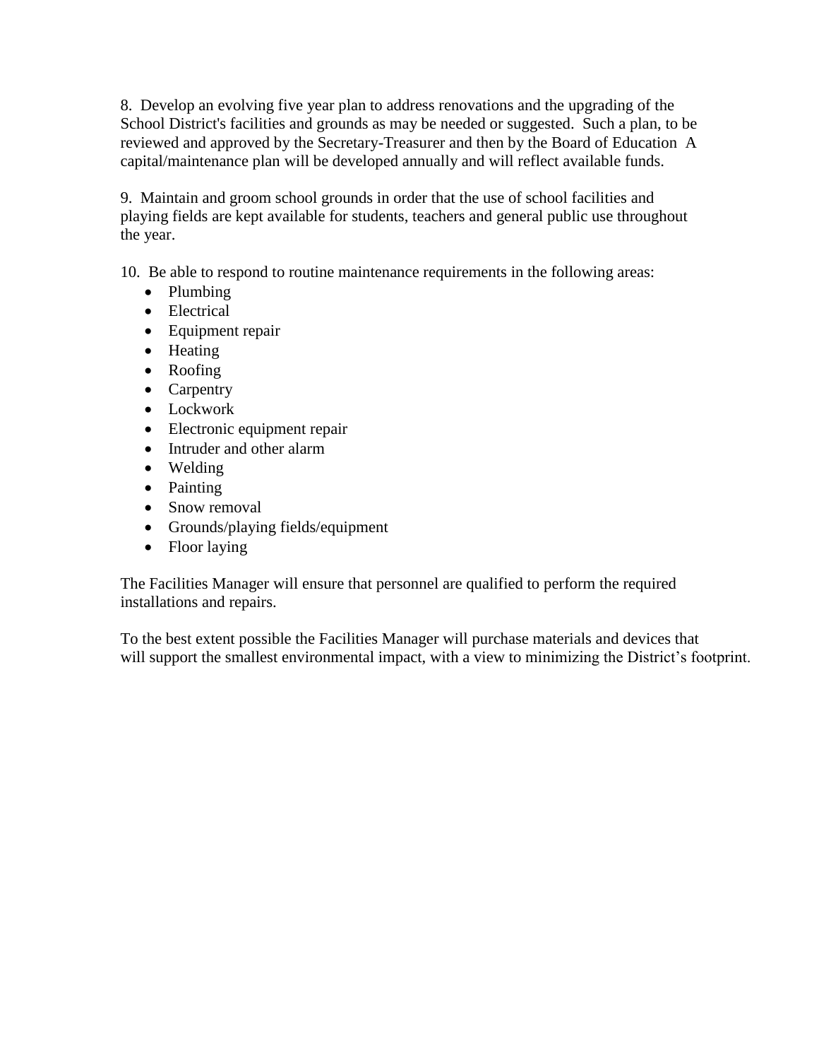8. Develop an evolving five year plan to address renovations and the upgrading of the School District's facilities and grounds as may be needed or suggested. Such a plan, to be reviewed and approved by the Secretary-Treasurer and then by the Board of Education A capital/maintenance plan will be developed annually and will reflect available funds.

9. Maintain and groom school grounds in order that the use of school facilities and playing fields are kept available for students, teachers and general public use throughout the year.

10. Be able to respond to routine maintenance requirements in the following areas:

- Plumbing
- Electrical
- Equipment repair
- Heating
- Roofing
- Carpentry
- Lockwork
- Electronic equipment repair
- Intruder and other alarm
- Welding
- Painting
- Snow removal
- Grounds/playing fields/equipment
- Floor laying

The Facilities Manager will ensure that personnel are qualified to perform the required installations and repairs.

To the best extent possible the Facilities Manager will purchase materials and devices that will support the smallest environmental impact, with a view to minimizing the District's footprint.